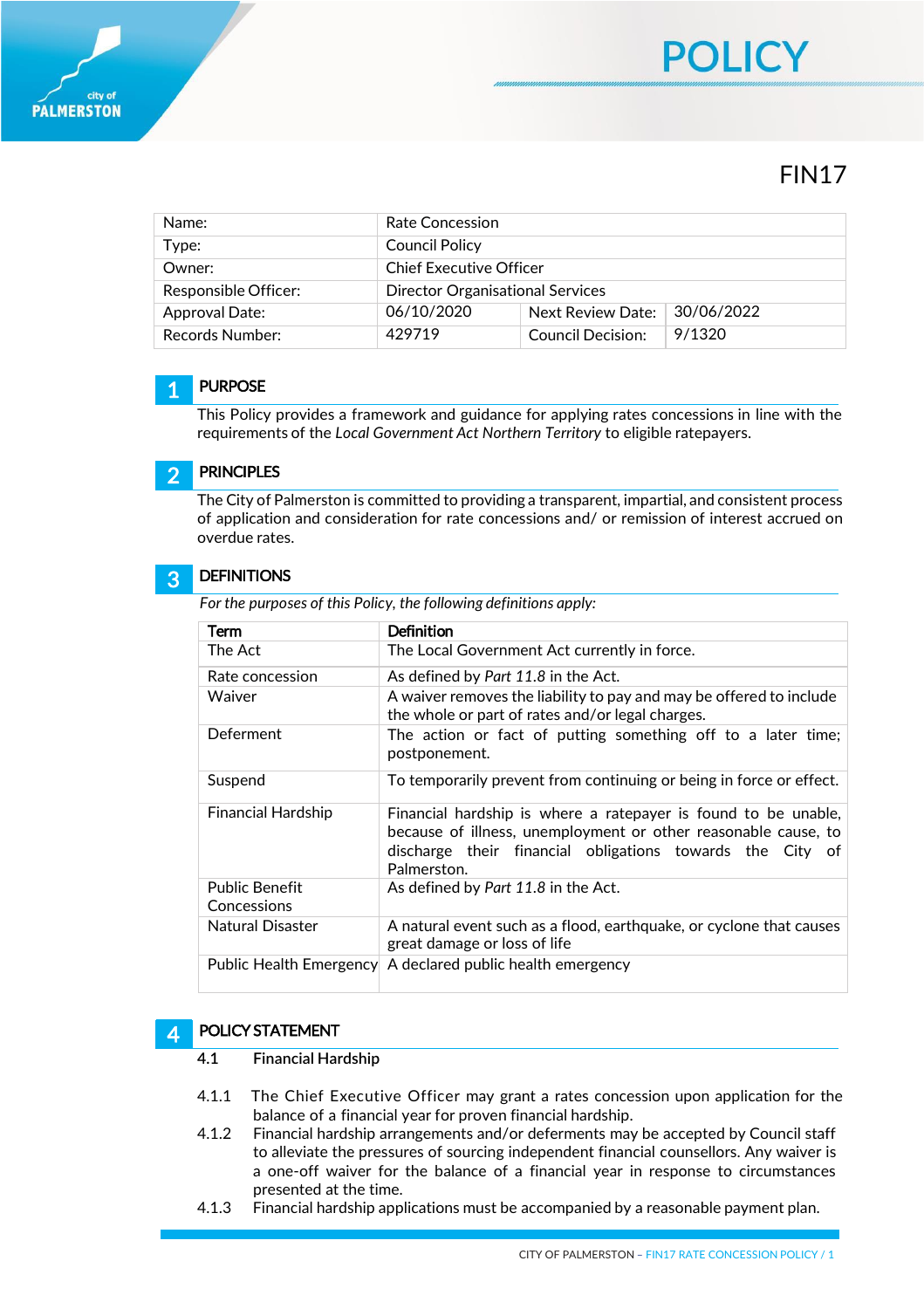# POLICY

## FIN17

| Name: | Rate Concession | | |
|---|---|---|---|
| Type: | Council Policy | | |
| Owner: | Chief Executive Officer | | |
| Responsible Officer: | Director Organisational Services | | |
| Approval Date: | 06/10/2020 | Next Review Date: | 30/06/2022 |
| Records Number: | 429719 | Council Decision: | 9/1320 |

## 1 PURPOSE

This Policy provides a framework and guidance for applying rates concessions in line with the requirements of the *Local Government Act Northern Territory* to eligible ratepayers.

## 2 PRINCIPLES

The City of Palmerston is committed to providing a transparent, impartial, and consistent process of application and consideration for rate concessions and/ or remission of interest accrued on overdue rates.

## 3 DEFINITIONS

*For the purposes of this Policy, the following definitions apply:*

| Term | Definition |
|---|---|
| The Act | The Local Government Act currently in force. |
| Rate concession | As defined by *Part 11.8* in the Act. |
| Waiver | A waiver removes the liability to pay and may be offered to include the whole or part of rates and/or legal charges. |
| Deferment | The action or fact of putting something off to a later time; postponement. |
| Suspend | To temporarily prevent from continuing or being in force or effect. |
| Financial Hardship | Financial hardship is where a ratepayer is found to be unable, because of illness, unemployment or other reasonable cause, to discharge their financial obligations towards the City of Palmerston. |
| Public Benefit Concessions | As defined by *Part 11.8* in the Act. |
| Natural Disaster | A natural event such as a flood, earthquake, or cyclone that causes great damage or loss of life |
| Public Health Emergency | A declared public health emergency |

## 4 POLICY STATEMENT

### 4.1 Financial Hardship

4.1.1 The Chief Executive Officer may grant a rates concession upon application for the balance of a financial year for proven financial hardship.

4.1.2 Financial hardship arrangements and/or deferments may be accepted by Council staff to alleviate the pressures of sourcing independent financial counsellors. Any waiver is a one-off waiver for the balance of a financial year in response to circumstances presented at the time.

4.1.3 Financial hardship applications must be accompanied by a reasonable payment plan.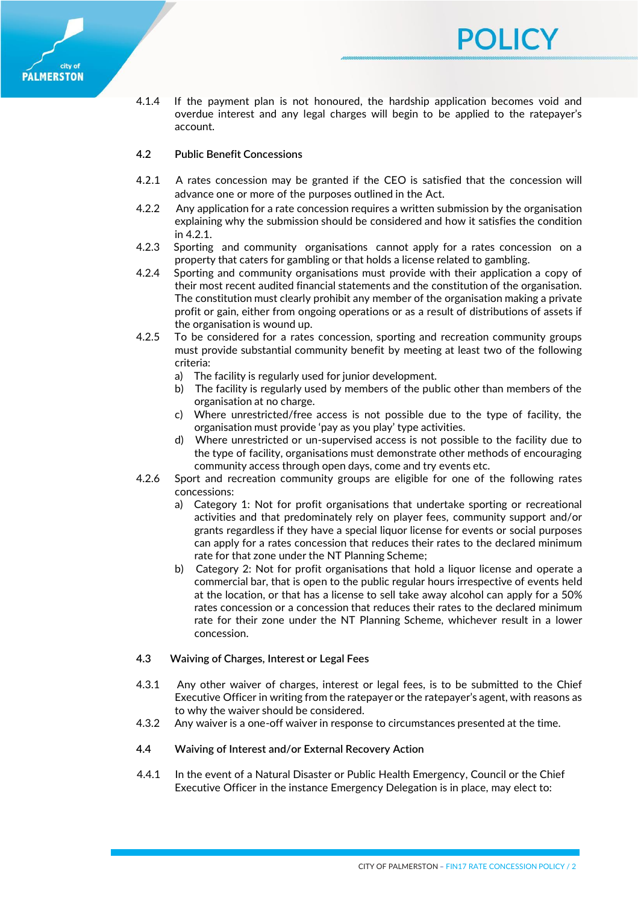4.1.4 If the payment plan is not honoured, the hardship application becomes void and overdue interest and any legal charges will begin to be applied to the ratepayer's account.

### 4.2 Public Benefit Concessions

4.2.1 A rates concession may be granted if the CEO is satisfied that the concession will advance one or more of the purposes outlined in the Act.

4.2.2 Any application for a rate concession requires a written submission by the organisation explaining why the submission should be considered and how it satisfies the condition in 4.2.1.

4.2.3 Sporting and community organisations cannot apply for a rates concession on a property that caters for gambling or that holds a license related to gambling.

4.2.4 Sporting and community organisations must provide with their application a copy of their most recent audited financial statements and the constitution of the organisation. The constitution must clearly prohibit any member of the organisation making a private profit or gain, either from ongoing operations or as a result of distributions of assets if the organisation is wound up.

4.2.5 To be considered for a rates concession, sporting and recreation community groups must provide substantial community benefit by meeting at least two of the following criteria:

a) The facility is regularly used for junior development.
b) The facility is regularly used by members of the public other than members of the organisation at no charge.
c) Where unrestricted/free access is not possible due to the type of facility, the organisation must provide 'pay as you play' type activities.
d) Where unrestricted or un-supervised access is not possible to the facility due to the type of facility, organisations must demonstrate other methods of encouraging community access through open days, come and try events etc.

4.2.6 Sport and recreation community groups are eligible for one of the following rates concessions:

a) Category 1: Not for profit organisations that undertake sporting or recreational activities and that predominately rely on player fees, community support and/or grants regardless if they have a special liquor license for events or social purposes can apply for a rates concession that reduces their rates to the declared minimum rate for that zone under the NT Planning Scheme;
b) Category 2: Not for profit organisations that hold a liquor license and operate a commercial bar, that is open to the public regular hours irrespective of events held at the location, or that has a license to sell take away alcohol can apply for a 50% rates concession or a concession that reduces their rates to the declared minimum rate for their zone under the NT Planning Scheme, whichever result in a lower concession.

### 4.3 Waiving of Charges, Interest or Legal Fees

4.3.1 Any other waiver of charges, interest or legal fees, is to be submitted to the Chief Executive Officer in writing from the ratepayer or the ratepayer's agent, with reasons as to why the waiver should be considered.

4.3.2 Any waiver is a one-off waiver in response to circumstances presented at the time.

### 4.4 Waiving of Interest and/or External Recovery Action

4.4.1 In the event of a Natural Disaster or Public Health Emergency, Council or the Chief Executive Officer in the instance Emergency Delegation is in place, may elect to: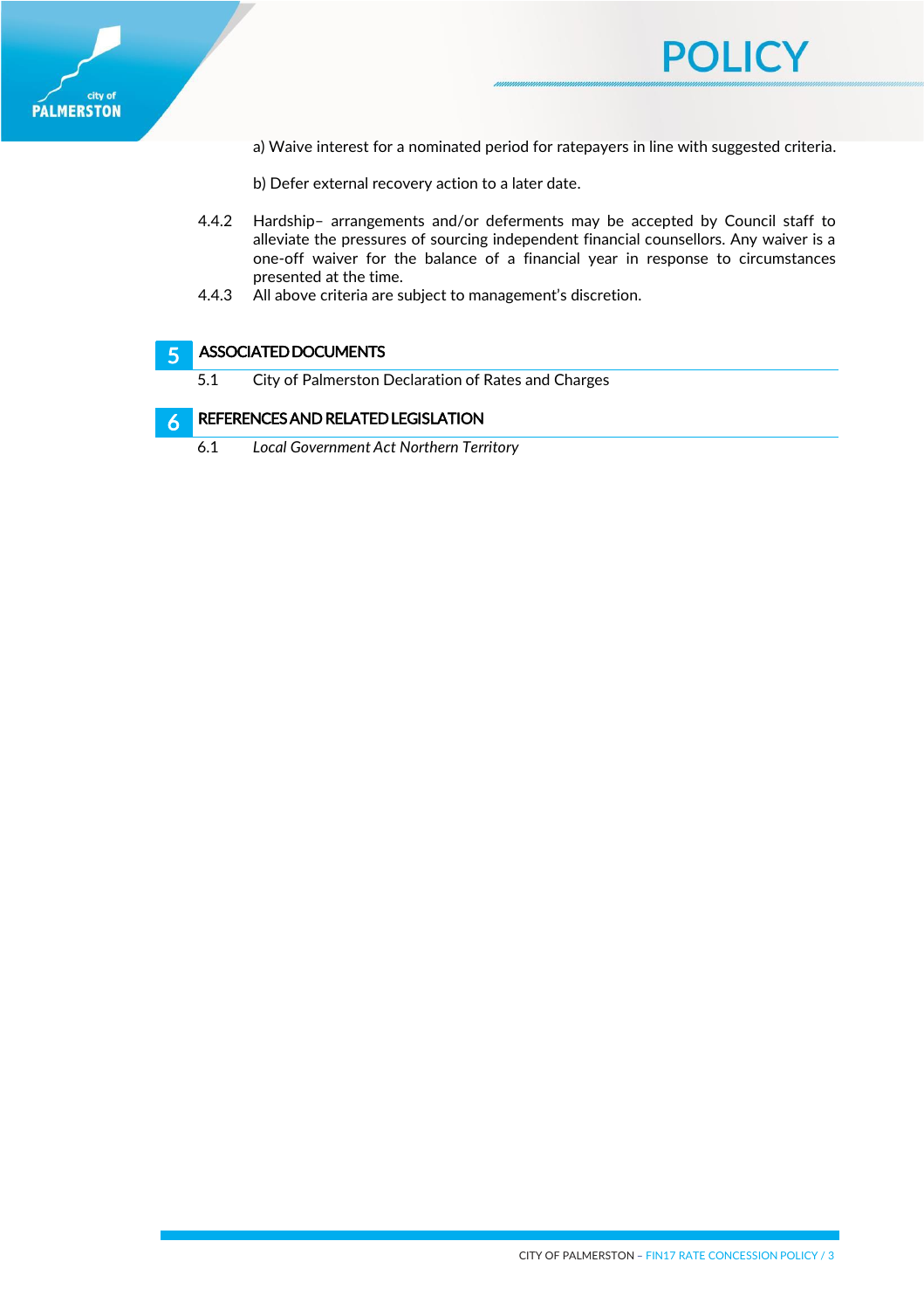a) Waive interest for a nominated period for ratepayers in line with suggested criteria.

b) Defer external recovery action to a later date.

4.4.2 Hardship– arrangements and/or deferments may be accepted by Council staff to alleviate the pressures of sourcing independent financial counsellors. Any waiver is a one-off waiver for the balance of a financial year in response to circumstances presented at the time.

4.4.3 All above criteria are subject to management's discretion.

## 5 ASSOCIATED DOCUMENTS

5.1 City of Palmerston Declaration of Rates and Charges

## 6 REFERENCES AND RELATED LEGISLATION

6.1 *Local Government Act Northern Territory*